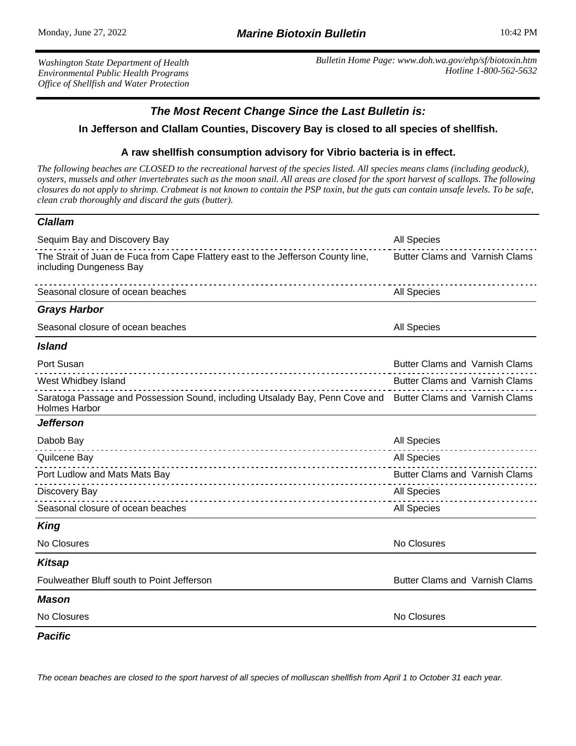# Marine Biotoxin Bulletin

Monday, June 27, 2022 — 10:42 PM

*Washington State Department of Health*
*Environmental Public Health Programs*
*Office of Shellfish and Water Protection*

*Bulletin Home Page: www.doh.wa.gov/ehp/sf/biotoxin.htm*
*Hotline 1-800-562-5632*

## *The Most Recent Change Since the Last Bulletin is:*

**In Jefferson and Clallam Counties, Discovery Bay is closed to all species of shellfish.**

**A raw shellfish consumption advisory for Vibrio bacteria is in effect.**

*The following beaches are CLOSED to the recreational harvest of the species listed. All species means clams (including geoduck), oysters, mussels and other invertebrates such as the moon snail. All areas are closed for the sport harvest of scallops. The following closures do not apply to shrimp. Crabmeat is not known to contain the PSP toxin, but the guts can contain unsafe levels. To be safe, clean crab thoroughly and discard the guts (butter).*

### *Clallam*

| Area | Species |
|---|---|
| Sequim Bay and Discovery Bay | All Species |
| The Strait of Juan de Fuca from Cape Flattery east to the Jefferson County line, including Dungeness Bay | Butter Clams and Varnish Clams |
| Seasonal closure of ocean beaches | All Species |

### *Grays Harbor*

| Area | Species |
|---|---|
| Seasonal closure of ocean beaches | All Species |

### *Island*

| Area | Species |
|---|---|
| Port Susan | Butter Clams and Varnish Clams |
| West Whidbey Island | Butter Clams and Varnish Clams |
| Saratoga Passage and Possession Sound, including Utsalady Bay, Penn Cove and Holmes Harbor | Butter Clams and Varnish Clams |

### *Jefferson*

| Area | Species |
|---|---|
| Dabob Bay | All Species |
| Quilcene Bay | All Species |
| Port Ludlow and Mats Mats Bay | Butter Clams and Varnish Clams |
| Discovery Bay | All Species |
| Seasonal closure of ocean beaches | All Species |

### *King*

| Area | Species |
|---|---|
| No Closures | No Closures |

### *Kitsap*

| Area | Species |
|---|---|
| Foulweather Bluff south to Point Jefferson | Butter Clams and Varnish Clams |

### *Mason*

| Area | Species |
|---|---|
| No Closures | No Closures |

### *Pacific*

*The ocean beaches are closed to the sport harvest of all species of molluscan shellfish from April 1 to October 31 each year.*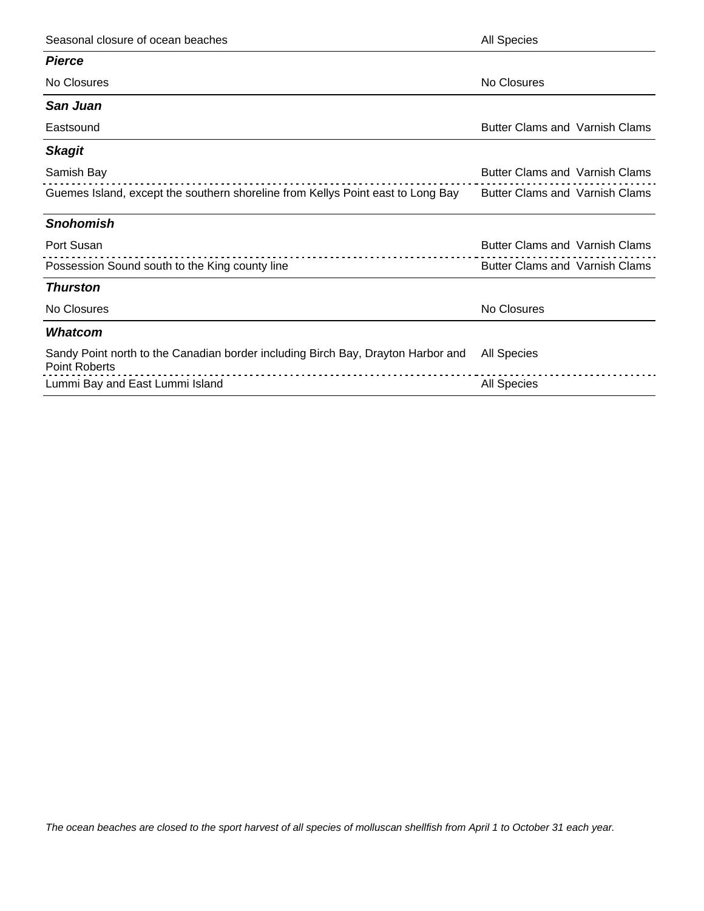| | |
|---|---|
| Seasonal closure of ocean beaches | All Species |
| ***Pierce*** | |
| No Closures | No Closures |
| ***San Juan*** | |
| Eastsound | Butter Clams and Varnish Clams |
| ***Skagit*** | |
| Samish Bay | Butter Clams and Varnish Clams |
| Guemes Island, except the southern shoreline from Kellys Point east to Long Bay | Butter Clams and Varnish Clams |
| ***Snohomish*** | |
| Port Susan | Butter Clams and Varnish Clams |
| Possession Sound south to the King county line | Butter Clams and Varnish Clams |
| ***Thurston*** | |
| No Closures | No Closures |
| ***Whatcom*** | |
| Sandy Point north to the Canadian border including Birch Bay, Drayton Harbor and Point Roberts | All Species |
| Lummi Bay and East Lummi Island | All Species |

*The ocean beaches are closed to the sport harvest of all species of molluscan shellfish from April 1 to October 31 each year.*